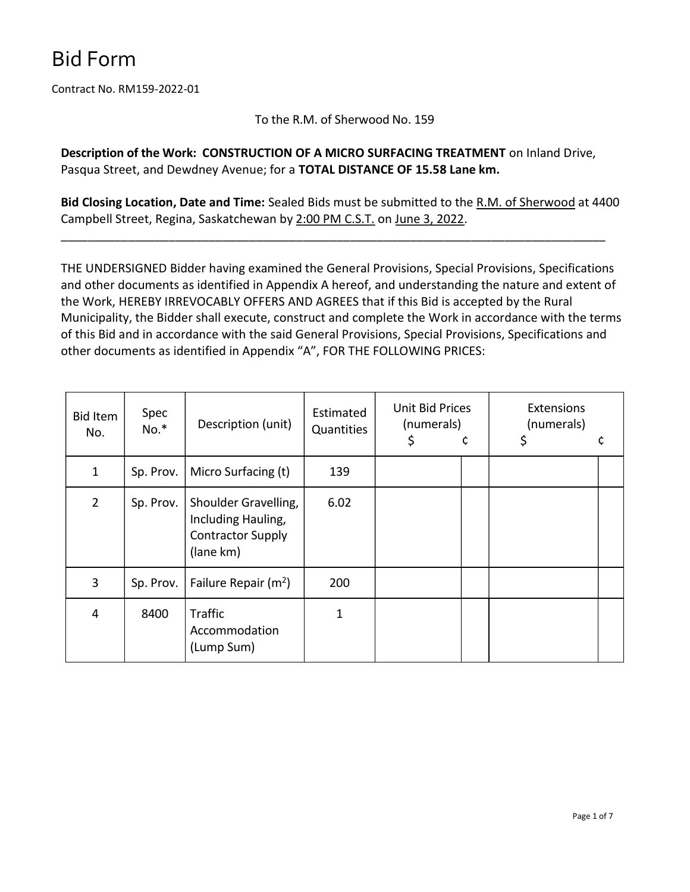# Bid Form

Contract No. RM159-2022-01

To the R.M. of Sherwood No. 159

**Description of the Work: CONSTRUCTION OF A MICRO SURFACING TREATMENT** on Inland Drive, Pasqua Street, and Dewdney Avenue; for a **TOTAL DISTANCE OF 15.58 Lane km.**

**Bid Closing Location, Date and Time:** Sealed Bids must be submitted to the R.M. of Sherwood at 4400 Campbell Street, Regina, Saskatchewan by 2:00 PM C.S.T. on June 3, 2022.

---

THE UNDERSIGNED Bidder having examined the General Provisions, Special Provisions, Specifications and other documents as identified in Appendix A hereof, and understanding the nature and extent of the Work, HEREBY IRREVOCABLY OFFERS AND AGREES that if this Bid is accepted by the Rural Municipality, the Bidder shall execute, construct and complete the Work in accordance with the terms of this Bid and in accordance with the said General Provisions, Special Provisions, Specifications and other documents as identified in Appendix "A", FOR THE FOLLOWING PRICES:

| Bid Item No. | Spec No.* | Description (unit) | Estimated Quantities | Unit Bid Prices (numerals) $ | ¢ | Extensions (numerals) $ | ¢ |
|---|---|---|---|---|---|---|---|
| 1 | Sp. Prov. | Micro Surfacing (t) | 139 | | | | |
| 2 | Sp. Prov. | Shoulder Gravelling, Including Hauling, Contractor Supply (lane km) | 6.02 | | | | |
| 3 | Sp. Prov. | Failure Repair ($m^2$) | 200 | | | | |
| 4 | 8400 | Traffic Accommodation (Lump Sum) | 1 | | | | |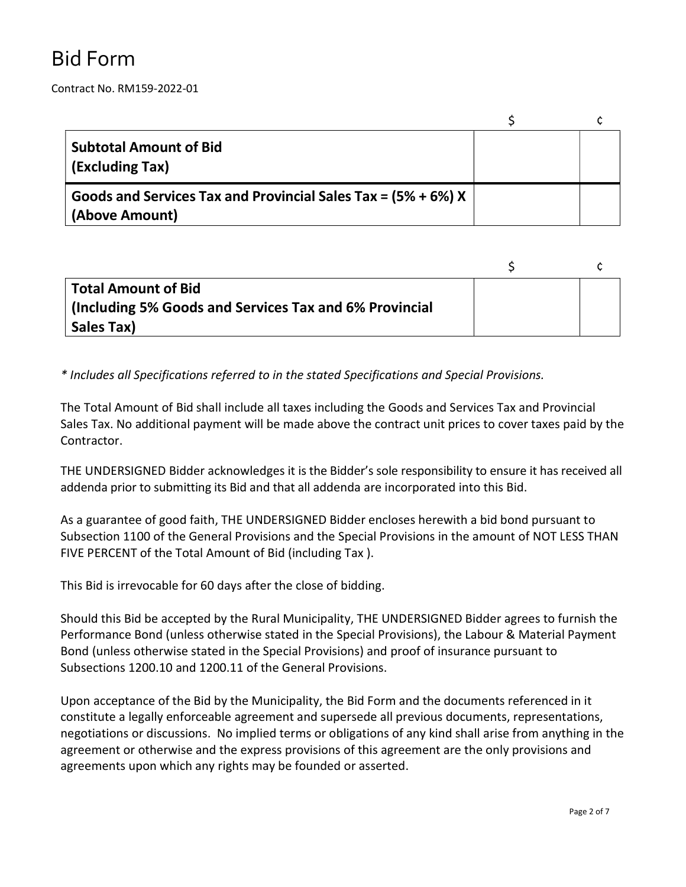# Bid Form

Contract No. RM159-2022-01

| | $ | ¢ |
|---|---|---|
| **Subtotal Amount of Bid (Excluding Tax)** | | |
| **Goods and Services Tax and Provincial Sales Tax = (5% + 6%) X (Above Amount)** | | |

| | $ | ¢ |
|---|---|---|
| **Total Amount of Bid (Including 5% Goods and Services Tax and 6% Provincial Sales Tax)** | | |

*\* Includes all Specifications referred to in the stated Specifications and Special Provisions.*

The Total Amount of Bid shall include all taxes including the Goods and Services Tax and Provincial Sales Tax. No additional payment will be made above the contract unit prices to cover taxes paid by the Contractor.

THE UNDERSIGNED Bidder acknowledges it is the Bidder's sole responsibility to ensure it has received all addenda prior to submitting its Bid and that all addenda are incorporated into this Bid.

As a guarantee of good faith, THE UNDERSIGNED Bidder encloses herewith a bid bond pursuant to Subsection 1100 of the General Provisions and the Special Provisions in the amount of NOT LESS THAN FIVE PERCENT of the Total Amount of Bid (including Tax ).

This Bid is irrevocable for 60 days after the close of bidding.

Should this Bid be accepted by the Rural Municipality, THE UNDERSIGNED Bidder agrees to furnish the Performance Bond (unless otherwise stated in the Special Provisions), the Labour & Material Payment Bond (unless otherwise stated in the Special Provisions) and proof of insurance pursuant to Subsections 1200.10 and 1200.11 of the General Provisions.

Upon acceptance of the Bid by the Municipality, the Bid Form and the documents referenced in it constitute a legally enforceable agreement and supersede all previous documents, representations, negotiations or discussions. No implied terms or obligations of any kind shall arise from anything in the agreement or otherwise and the express provisions of this agreement are the only provisions and agreements upon which any rights may be founded or asserted.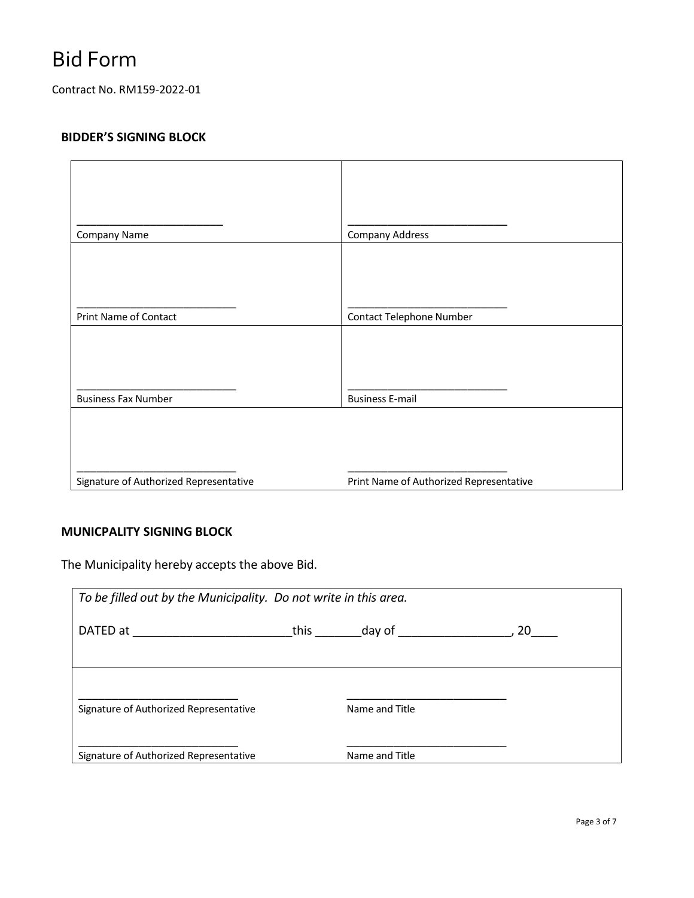# Bid Form

Contract No. RM159-2022-01

### BIDDER'S SIGNING BLOCK

| | |
|---|---|
| ________________________<br>Company Name | __________________________<br>Company Address |
| __________________________<br>Print Name of Contact | __________________________<br>Contact Telephone Number |
| __________________________<br>Business Fax Number | __________________________<br>Business E-mail |
| __________________________<br>Signature of Authorized Representative | __________________________<br>Print Name of Authorized Representative |

### MUNICPALITY SIGNING BLOCK

The Municipality hereby accepts the above Bid.

| | |
|---|---|
| *To be filled out by the Municipality. Do not write in this area.*<br><br>DATED at _______________________this _______day of ________________, 20____ | |
| __________________________<br>Signature of Authorized Representative | __________________________<br>Name and Title |
| __________________________<br>Signature of Authorized Representative | __________________________<br>Name and Title |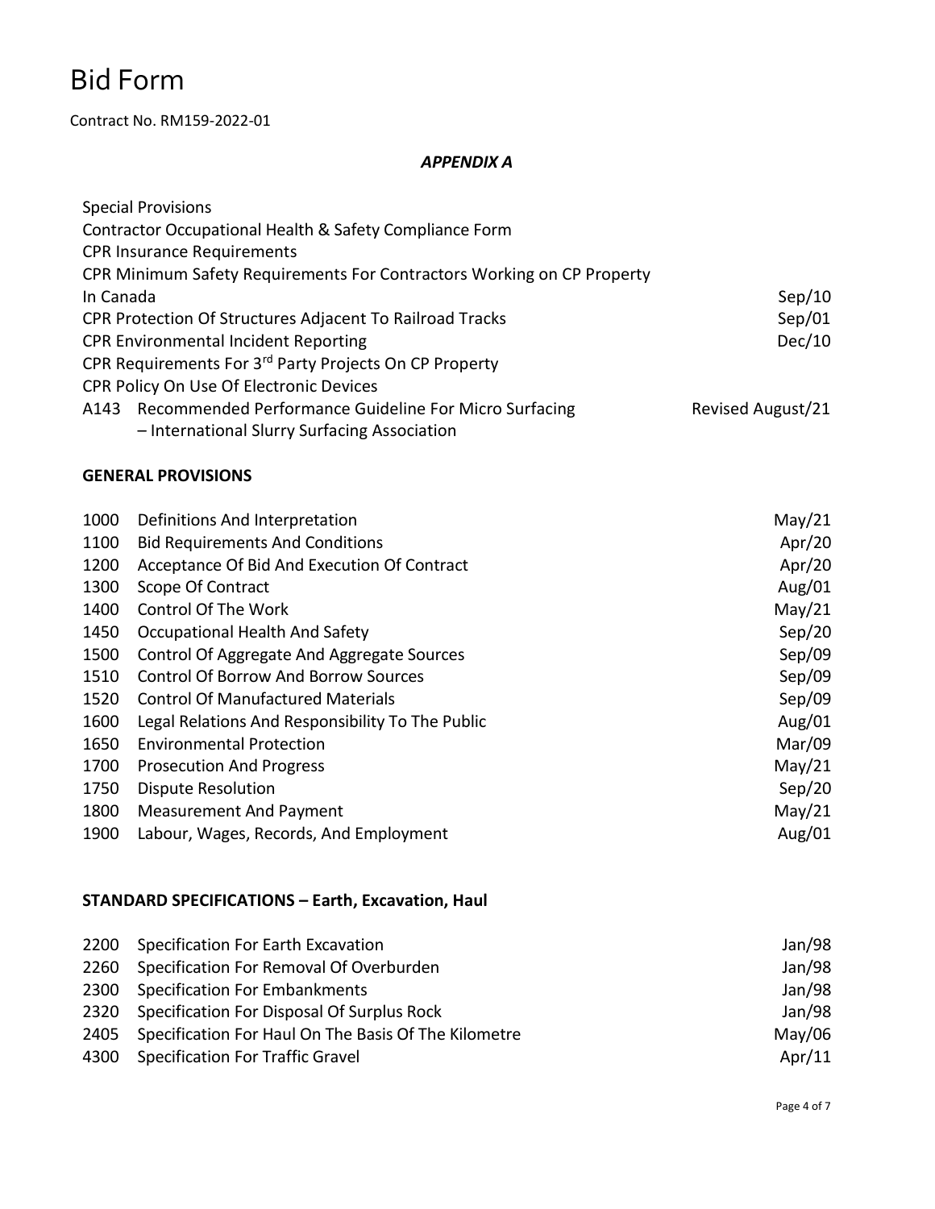# Bid Form

Contract No. RM159-2022-01

***APPENDIX A***

| | | |
|---|---|---|
| | Special Provisions | |
| | Contractor Occupational Health & Safety Compliance Form | |
| | CPR Insurance Requirements | |
| | CPR Minimum Safety Requirements For Contractors Working on CP Property In Canada | Sep/10 |
| | CPR Protection Of Structures Adjacent To Railroad Tracks | Sep/01 |
| | CPR Environmental Incident Reporting | Dec/10 |
| | CPR Requirements For 3rd Party Projects On CP Property | |
| | CPR Policy On Use Of Electronic Devices | |
| A143 | Recommended Performance Guideline For Micro Surfacing – International Slurry Surfacing Association | Revised August/21 |

### GENERAL PROVISIONS

| | | |
|---|---|---|
| 1000 | Definitions And Interpretation | May/21 |
| 1100 | Bid Requirements And Conditions | Apr/20 |
| 1200 | Acceptance Of Bid And Execution Of Contract | Apr/20 |
| 1300 | Scope Of Contract | Aug/01 |
| 1400 | Control Of The Work | May/21 |
| 1450 | Occupational Health And Safety | Sep/20 |
| 1500 | Control Of Aggregate And Aggregate Sources | Sep/09 |
| 1510 | Control Of Borrow And Borrow Sources | Sep/09 |
| 1520 | Control Of Manufactured Materials | Sep/09 |
| 1600 | Legal Relations And Responsibility To The Public | Aug/01 |
| 1650 | Environmental Protection | Mar/09 |
| 1700 | Prosecution And Progress | May/21 |
| 1750 | Dispute Resolution | Sep/20 |
| 1800 | Measurement And Payment | May/21 |
| 1900 | Labour, Wages, Records, And Employment | Aug/01 |

### STANDARD SPECIFICATIONS – Earth, Excavation, Haul

| | | |
|---|---|---|
| 2200 | Specification For Earth Excavation | Jan/98 |
| 2260 | Specification For Removal Of Overburden | Jan/98 |
| 2300 | Specification For Embankments | Jan/98 |
| 2320 | Specification For Disposal Of Surplus Rock | Jan/98 |
| 2405 | Specification For Haul On The Basis Of The Kilometre | May/06 |
| 4300 | Specification For Traffic Gravel | Apr/11 |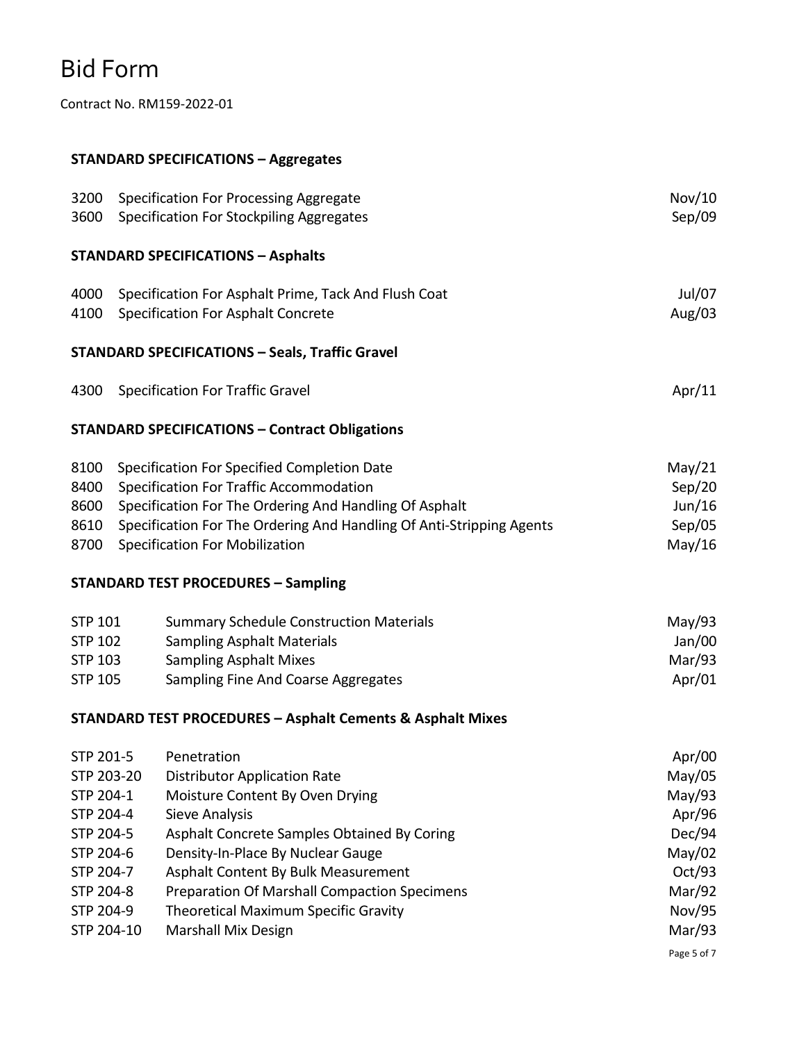# Bid Form

Contract No. RM159-2022-01

### STANDARD SPECIFICATIONS – Aggregates

| | | |
|---|---|---|
| 3200 | Specification For Processing Aggregate | Nov/10 |
| 3600 | Specification For Stockpiling Aggregates | Sep/09 |

### STANDARD SPECIFICATIONS – Asphalts

| | | |
|---|---|---|
| 4000 | Specification For Asphalt Prime, Tack And Flush Coat | Jul/07 |
| 4100 | Specification For Asphalt Concrete | Aug/03 |

### STANDARD SPECIFICATIONS – Seals, Traffic Gravel

| | | |
|---|---|---|
| 4300 | Specification For Traffic Gravel | Apr/11 |

### STANDARD SPECIFICATIONS – Contract Obligations

| | | |
|---|---|---|
| 8100 | Specification For Specified Completion Date | May/21 |
| 8400 | Specification For Traffic Accommodation | Sep/20 |
| 8600 | Specification For The Ordering And Handling Of Asphalt | Jun/16 |
| 8610 | Specification For The Ordering And Handling Of Anti-Stripping Agents | Sep/05 |
| 8700 | Specification For Mobilization | May/16 |

### STANDARD TEST PROCEDURES – Sampling

| | | |
|---|---|---|
| STP 101 | Summary Schedule Construction Materials | May/93 |
| STP 102 | Sampling Asphalt Materials | Jan/00 |
| STP 103 | Sampling Asphalt Mixes | Mar/93 |
| STP 105 | Sampling Fine And Coarse Aggregates | Apr/01 |

### STANDARD TEST PROCEDURES – Asphalt Cements & Asphalt Mixes

| | | |
|---|---|---|
| STP 201-5 | Penetration | Apr/00 |
| STP 203-20 | Distributor Application Rate | May/05 |
| STP 204-1 | Moisture Content By Oven Drying | May/93 |
| STP 204-4 | Sieve Analysis | Apr/96 |
| STP 204-5 | Asphalt Concrete Samples Obtained By Coring | Dec/94 |
| STP 204-6 | Density-In-Place By Nuclear Gauge | May/02 |
| STP 204-7 | Asphalt Content By Bulk Measurement | Oct/93 |
| STP 204-8 | Preparation Of Marshall Compaction Specimens | Mar/92 |
| STP 204-9 | Theoretical Maximum Specific Gravity | Nov/95 |
| STP 204-10 | Marshall Mix Design | Mar/93 |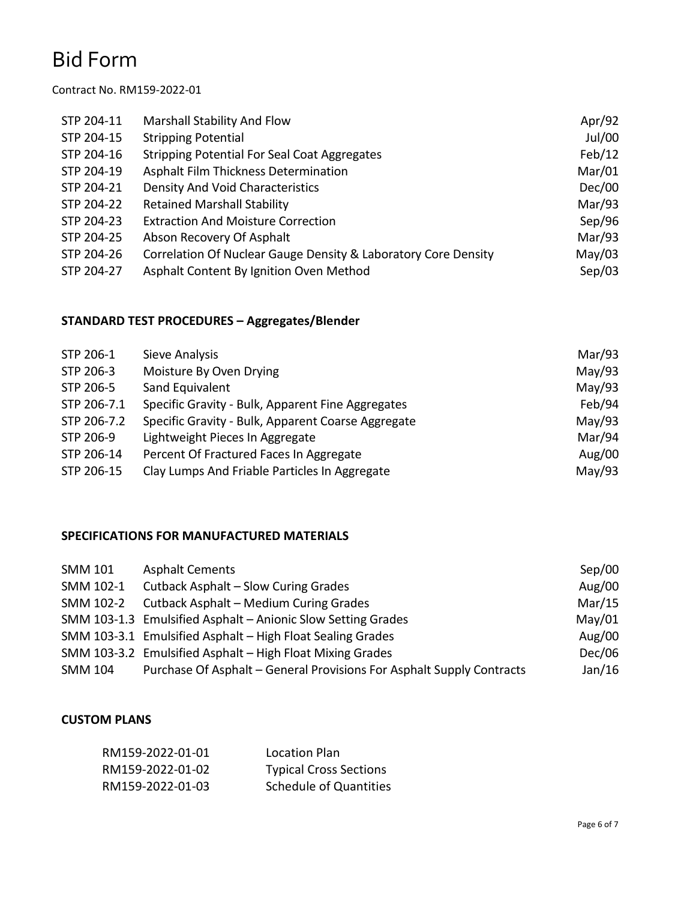# Bid Form

Contract No. RM159-2022-01

| | | |
|---|---|---|
| STP 204-11 | Marshall Stability And Flow | Apr/92 |
| STP 204-15 | Stripping Potential | Jul/00 |
| STP 204-16 | Stripping Potential For Seal Coat Aggregates | Feb/12 |
| STP 204-19 | Asphalt Film Thickness Determination | Mar/01 |
| STP 204-21 | Density And Void Characteristics | Dec/00 |
| STP 204-22 | Retained Marshall Stability | Mar/93 |
| STP 204-23 | Extraction And Moisture Correction | Sep/96 |
| STP 204-25 | Abson Recovery Of Asphalt | Mar/93 |
| STP 204-26 | Correlation Of Nuclear Gauge Density & Laboratory Core Density | May/03 |
| STP 204-27 | Asphalt Content By Ignition Oven Method | Sep/03 |

**STANDARD TEST PROCEDURES – Aggregates/Blender**

| | | |
|---|---|---|
| STP 206-1 | Sieve Analysis | Mar/93 |
| STP 206-3 | Moisture By Oven Drying | May/93 |
| STP 206-5 | Sand Equivalent | May/93 |
| STP 206-7.1 | Specific Gravity - Bulk, Apparent Fine Aggregates | Feb/94 |
| STP 206-7.2 | Specific Gravity - Bulk, Apparent Coarse Aggregate | May/93 |
| STP 206-9 | Lightweight Pieces In Aggregate | Mar/94 |
| STP 206-14 | Percent Of Fractured Faces In Aggregate | Aug/00 |
| STP 206-15 | Clay Lumps And Friable Particles In Aggregate | May/93 |

**SPECIFICATIONS FOR MANUFACTURED MATERIALS**

| | | |
|---|---|---|
| SMM 101 | Asphalt Cements | Sep/00 |
| SMM 102-1 | Cutback Asphalt – Slow Curing Grades | Aug/00 |
| SMM 102-2 | Cutback Asphalt – Medium Curing Grades | Mar/15 |
| SMM 103-1.3 | Emulsified Asphalt – Anionic Slow Setting Grades | May/01 |
| SMM 103-3.1 | Emulsified Asphalt – High Float Sealing Grades | Aug/00 |
| SMM 103-3.2 | Emulsified Asphalt – High Float Mixing Grades | Dec/06 |
| SMM 104 | Purchase Of Asphalt – General Provisions For Asphalt Supply Contracts | Jan/16 |

**CUSTOM PLANS**

| | |
|---|---|
| RM159-2022-01-01 | Location Plan |
| RM159-2022-01-02 | Typical Cross Sections |
| RM159-2022-01-03 | Schedule of Quantities |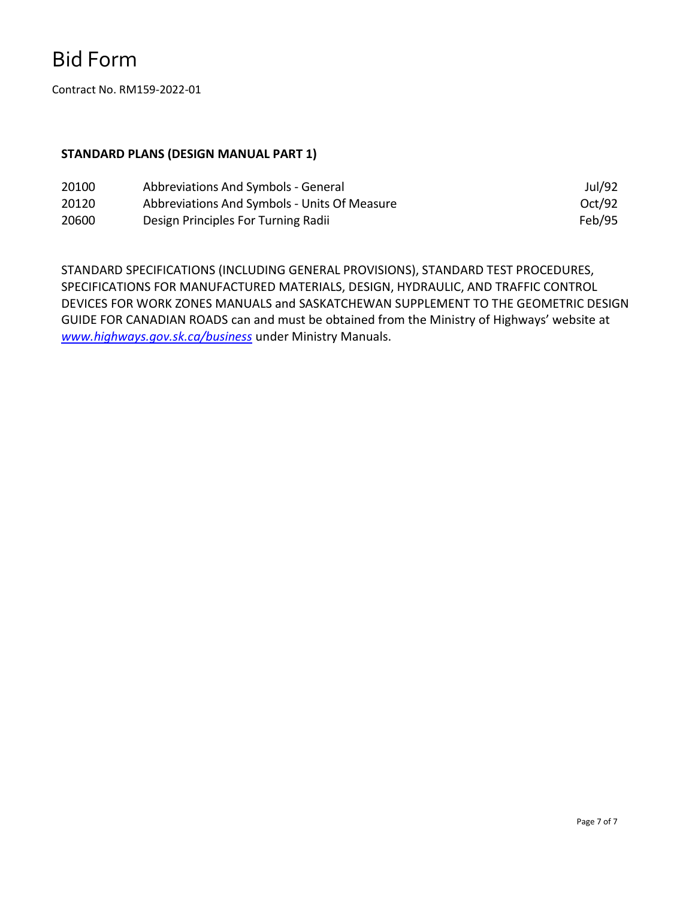# Bid Form

Contract No. RM159-2022-01

**STANDARD PLANS (DESIGN MANUAL PART 1)**

| | | |
|---|---|---|
| 20100 | Abbreviations And Symbols - General | Jul/92 |
| 20120 | Abbreviations And Symbols - Units Of Measure | Oct/92 |
| 20600 | Design Principles For Turning Radii | Feb/95 |

STANDARD SPECIFICATIONS (INCLUDING GENERAL PROVISIONS), STANDARD TEST PROCEDURES, SPECIFICATIONS FOR MANUFACTURED MATERIALS, DESIGN, HYDRAULIC, AND TRAFFIC CONTROL DEVICES FOR WORK ZONES MANUALS and SASKATCHEWAN SUPPLEMENT TO THE GEOMETRIC DESIGN GUIDE FOR CANADIAN ROADS can and must be obtained from the Ministry of Highways' website at *www.highways.gov.sk.ca/business* under Ministry Manuals.